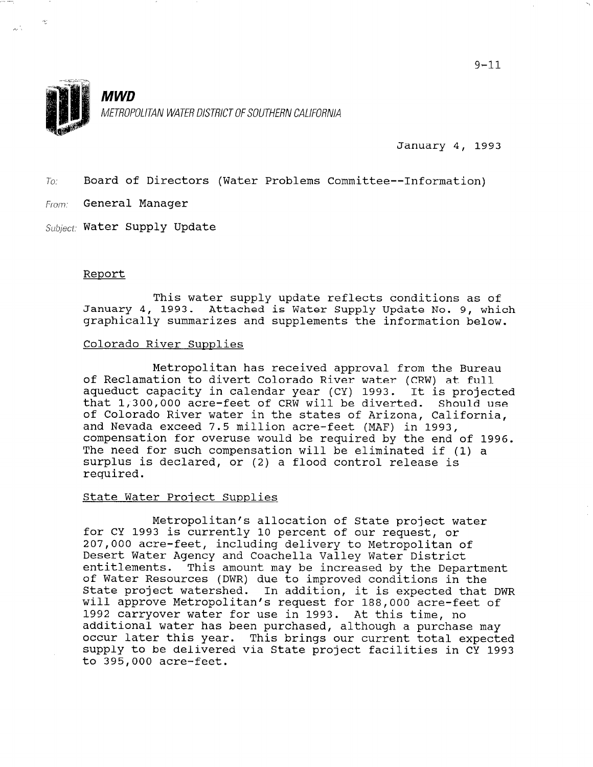**MWD**

METROPOLITAN WATER DISTRICT OF SOUTHERN CALIFORNIA

January 4, 1993

To: Board of Directors (Water Problems Committee--Information)

From: General Manager

Subject: Water Supply Update

Report

This water supply update reflects conditions as of January 4, 1993. Attached is Water Supply Update No. 9, which graphically summarizes and supplements the information below.

Colorado River Supplies

Metropolitan has received approval from the Bureau of Reclamation to divert Colorado River water (CRW) at full aqueduct capacity in calendar year (CY) 1993. It is projected that 1,300,000 acre-feet of CRW will be diverted. Should use of Colorado River water in the states of Arizona, California, and Nevada exceed 7.5 million acre-feet (MAF) in 1993, compensation for overuse would be required by the end of 1996. The need for such compensation will be eliminated if (1) a surplus is declared, or (2) a flood control release is required.

State Water Project Supplies

Metropolitan's allocation of State project water for CY 1993 is currently 10 percent of our request, or 207,000 acre-feet, including delivery to Metropolitan of Desert Water Agency and Coachella Valley Water District entitlements. This amount may be increased by the Department of Water Resources (DWR) due to improved conditions in the State project watershed. In addition, it is expected that DWR will approve Metropolitan's request for 188,000 acre-feet of 1992 carryover water for use in 1993. At this time, no additional water has been purchased, although a purchase may occur later this year. This brings our current total expected supply to be delivered via State project facilities in CY 1993 to 395,000 acre-feet.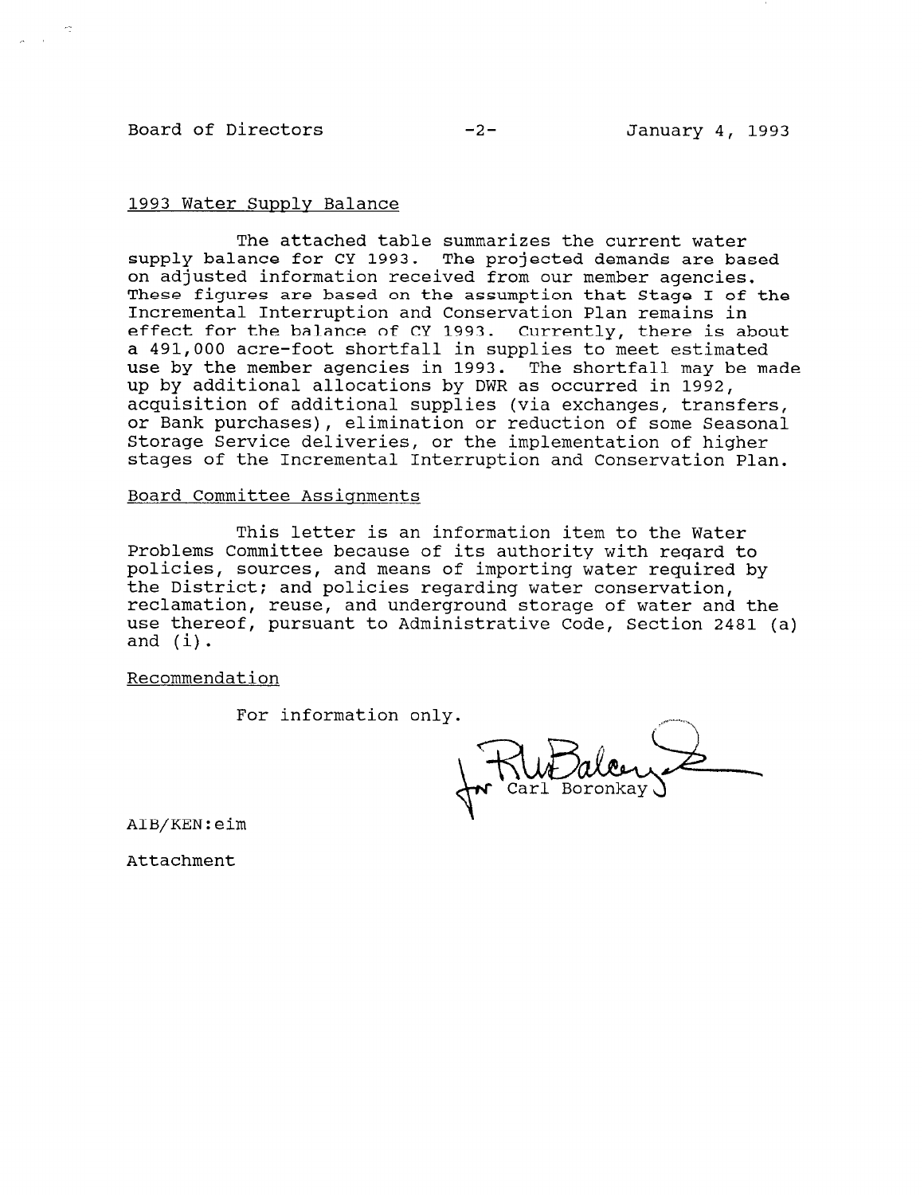1993 Water Supply Balance

The attached table summarizes the current water supply balance for CY 1993. The projected demands are based on adjusted information received from our member agencies. These figures are based on the assumption that Stage I of the Incremental Interruption and Conservation Plan remains in effect for the balance of CY 1993. Currently, there is about a 491,000 acre-foot shortfall in supplies to meet estimated use by the member agencies in 1993. The shortfall may be made up by additional allocations by DWR as occurred in 1992, acquisition of additional supplies (via exchanges, transfers, or Bank purchases), elimination or reduction of some Seasonal Storage Service deliveries, or the implementation of higher stages of the Incremental Interruption and Conservation Plan.

Board Committee Assignments

This letter is an information item to the Water Problems Committee because of its authority with regard to policies, sources, and means of importing water required by the District; and policies regarding water conservation, reclamation, reuse, and underground storage of water and the use thereof, pursuant to Administrative Code, Section 2481 (a) and (i).

Recommendation

For information only.

for Carl Boronkay

AIB/KEN:eim

Attachment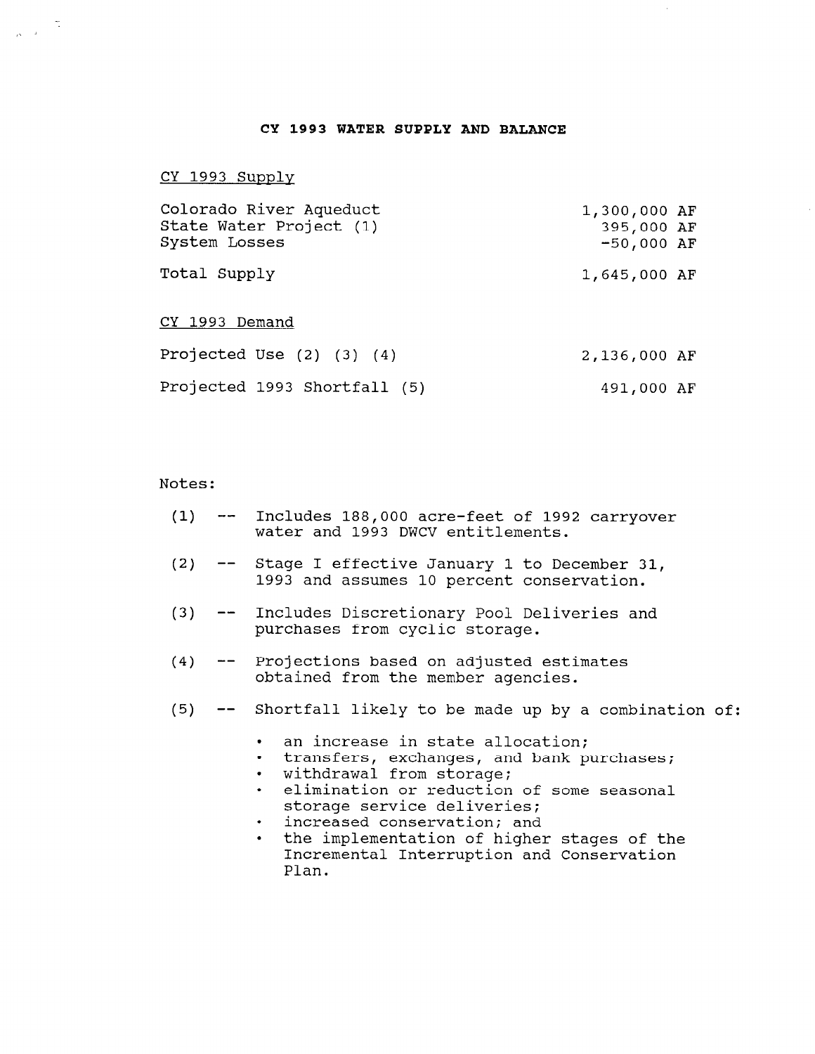# CY 1993 WATER SUPPLY AND BALANCE

CY 1993 Supply

| | |
|---|---|
| Colorado River Aqueduct | 1,300,000 AF |
| State Water Project (1) | 395,000 AF |
| System Losses | -50,000 AF |
| Total Supply | 1,645,000 AF |

CY 1993 Demand

| | |
|---|---|
| Projected Use (2) (3) (4) | 2,136,000 AF |
| Projected 1993 Shortfall (5) | 491,000 AF |

Notes:

(1) -- Includes 188,000 acre-feet of 1992 carryover water and 1993 DWCV entitlements.

(2) -- Stage I effective January 1 to December 31, 1993 and assumes 10 percent conservation.

(3) -- Includes Discretionary Pool Deliveries and purchases from cyclic storage.

(4) -- Projections based on adjusted estimates obtained from the member agencies.

(5) -- Shortfall likely to be made up by a combination of:

- an increase in state allocation;
- transfers, exchanges, and bank purchases;
- withdrawal from storage;
- elimination or reduction of some seasonal storage service deliveries;
- increased conservation; and
- the implementation of higher stages of the Incremental Interruption and Conservation Plan.